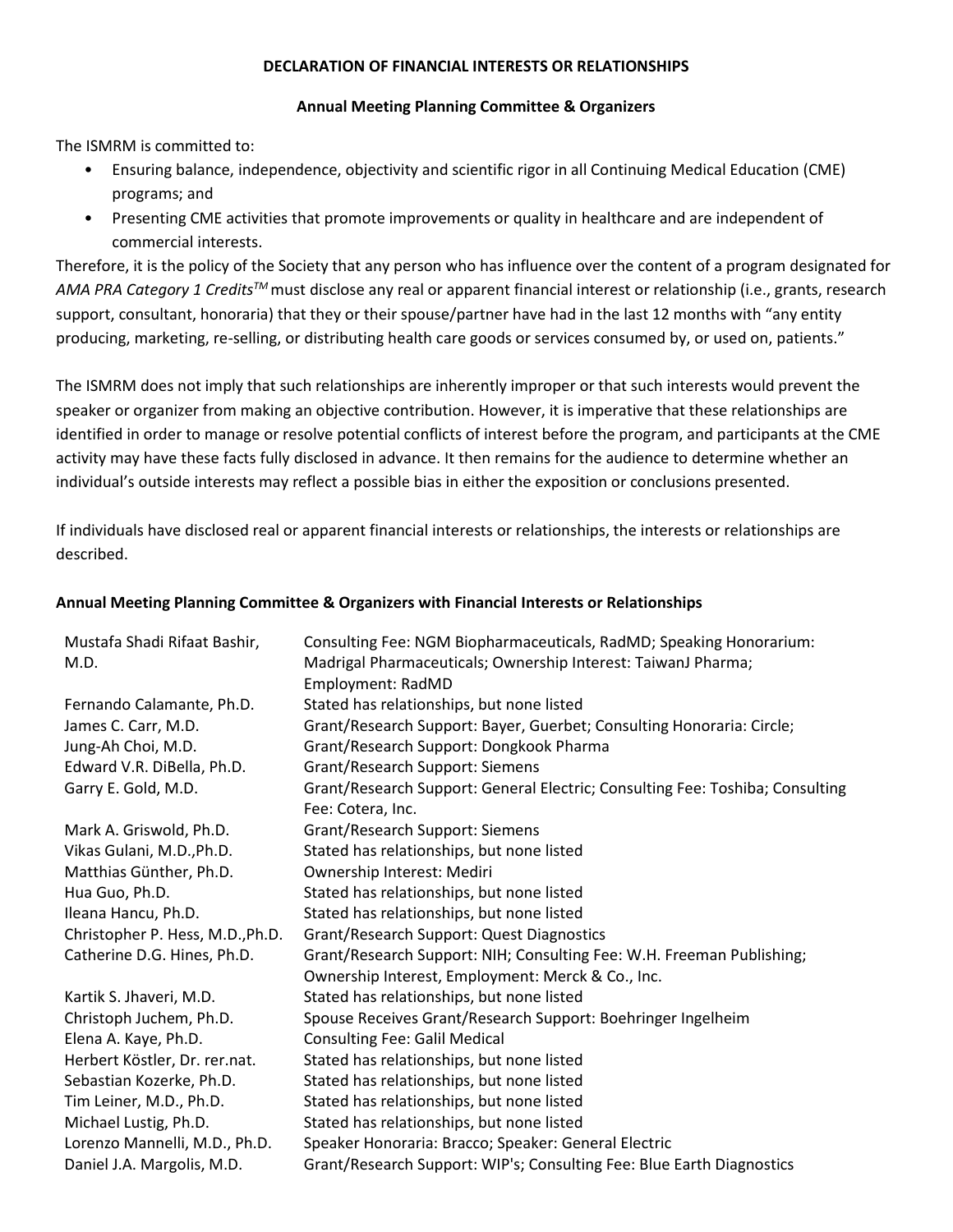**DECLARATION OF FINANCIAL INTERESTS OR RELATIONSHIPS**

**Annual Meeting Planning Committee & Organizers**

The ISMRM is committed to:

- Ensuring balance, independence, objectivity and scientific rigor in all Continuing Medical Education (CME) programs; and
- Presenting CME activities that promote improvements or quality in healthcare and are independent of commercial interests.

Therefore, it is the policy of the Society that any person who has influence over the content of a program designated for *AMA PRA Category 1 Credits™* must disclose any real or apparent financial interest or relationship (i.e., grants, research support, consultant, honoraria) that they or their spouse/partner have had in the last 12 months with "any entity producing, marketing, re-selling, or distributing health care goods or services consumed by, or used on, patients."

The ISMRM does not imply that such relationships are inherently improper or that such interests would prevent the speaker or organizer from making an objective contribution. However, it is imperative that these relationships are identified in order to manage or resolve potential conflicts of interest before the program, and participants at the CME activity may have these facts fully disclosed in advance. It then remains for the audience to determine whether an individual's outside interests may reflect a possible bias in either the exposition or conclusions presented.

If individuals have disclosed real or apparent financial interests or relationships, the interests or relationships are described.

**Annual Meeting Planning Committee & Organizers with Financial Interests or Relationships**

| | |
|---|---|
| Mustafa Shadi Rifaat Bashir, M.D. | Consulting Fee: NGM Biopharmaceuticals, RadMD; Speaking Honorarium: Madrigal Pharmaceuticals; Ownership Interest: TaiwanJ Pharma; Employment: RadMD |
| Fernando Calamante, Ph.D. | Stated has relationships, but none listed |
| James C. Carr, M.D. | Grant/Research Support: Bayer, Guerbet; Consulting Honoraria: Circle; |
| Jung-Ah Choi, M.D. | Grant/Research Support: Dongkook Pharma |
| Edward V.R. DiBella, Ph.D. | Grant/Research Support: Siemens |
| Garry E. Gold, M.D. | Grant/Research Support: General Electric; Consulting Fee: Toshiba; Consulting Fee: Cotera, Inc. |
| Mark A. Griswold, Ph.D. | Grant/Research Support: Siemens |
| Vikas Gulani, M.D.,Ph.D. | Stated has relationships, but none listed |
| Matthias Günther, Ph.D. | Ownership Interest: Mediri |
| Hua Guo, Ph.D. | Stated has relationships, but none listed |
| Ileana Hancu, Ph.D. | Stated has relationships, but none listed |
| Christopher P. Hess, M.D.,Ph.D. | Grant/Research Support: Quest Diagnostics |
| Catherine D.G. Hines, Ph.D. | Grant/Research Support: NIH; Consulting Fee: W.H. Freeman Publishing; Ownership Interest, Employment: Merck & Co., Inc. |
| Kartik S. Jhaveri, M.D. | Stated has relationships, but none listed |
| Christoph Juchem, Ph.D. | Spouse Receives Grant/Research Support: Boehringer Ingelheim |
| Elena A. Kaye, Ph.D. | Consulting Fee: Galil Medical |
| Herbert Köstler, Dr. rer.nat. | Stated has relationships, but none listed |
| Sebastian Kozerke, Ph.D. | Stated has relationships, but none listed |
| Tim Leiner, M.D., Ph.D. | Stated has relationships, but none listed |
| Michael Lustig, Ph.D. | Stated has relationships, but none listed |
| Lorenzo Mannelli, M.D., Ph.D. | Speaker Honoraria: Bracco; Speaker: General Electric |
| Daniel J.A. Margolis, M.D. | Grant/Research Support: WIP's; Consulting Fee: Blue Earth Diagnostics |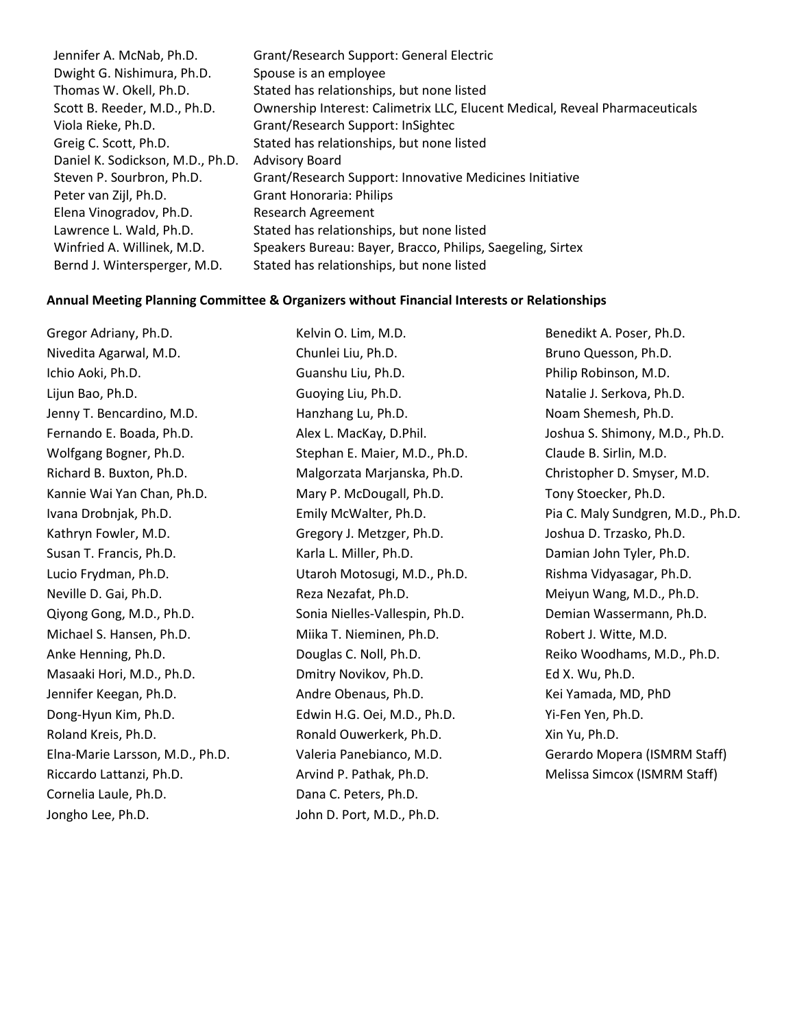| | |
|---|---|
| Jennifer A. McNab, Ph.D. | Grant/Research Support: General Electric |
| Dwight G. Nishimura, Ph.D. | Spouse is an employee |
| Thomas W. Okell, Ph.D. | Stated has relationships, but none listed |
| Scott B. Reeder, M.D., Ph.D. | Ownership Interest: Calimetrix LLC, Elucent Medical, Reveal Pharmaceuticals |
| Viola Rieke, Ph.D. | Grant/Research Support: InSightec |
| Greig C. Scott, Ph.D. | Stated has relationships, but none listed |
| Daniel K. Sodickson, M.D., Ph.D. | Advisory Board |
| Steven P. Sourbron, Ph.D. | Grant/Research Support: Innovative Medicines Initiative |
| Peter van Zijl, Ph.D. | Grant Honoraria: Philips |
| Elena Vinogradov, Ph.D. | Research Agreement |
| Lawrence L. Wald, Ph.D. | Stated has relationships, but none listed |
| Winfried A. Willinek, M.D. | Speakers Bureau: Bayer, Bracco, Philips, Saegeling, Sirtex |
| Bernd J. Wintersperger, M.D. | Stated has relationships, but none listed |

**Annual Meeting Planning Committee & Organizers without Financial Interests or Relationships**

Gregor Adriany, Ph.D.
Nivedita Agarwal, M.D.
Ichio Aoki, Ph.D.
Lijun Bao, Ph.D.
Jenny T. Bencardino, M.D.
Fernando E. Boada, Ph.D.
Wolfgang Bogner, Ph.D.
Richard B. Buxton, Ph.D.
Kannie Wai Yan Chan, Ph.D.
Ivana Drobnjak, Ph.D.
Kathryn Fowler, M.D.
Susan T. Francis, Ph.D.
Lucio Frydman, Ph.D.
Neville D. Gai, Ph.D.
Qiyong Gong, M.D., Ph.D.
Michael S. Hansen, Ph.D.
Anke Henning, Ph.D.
Masaaki Hori, M.D., Ph.D.
Jennifer Keegan, Ph.D.
Dong-Hyun Kim, Ph.D.
Roland Kreis, Ph.D.
Elna-Marie Larsson, M.D., Ph.D.
Riccardo Lattanzi, Ph.D.
Cornelia Laule, Ph.D.
Jongho Lee, Ph.D.
Kelvin O. Lim, M.D.
Chunlei Liu, Ph.D.
Guanshu Liu, Ph.D.
Guoying Liu, Ph.D.
Hanzhang Lu, Ph.D.
Alex L. MacKay, D.Phil.
Stephan E. Maier, M.D., Ph.D.
Malgorzata Marjanska, Ph.D.
Mary P. McDougall, Ph.D.
Emily McWalter, Ph.D.
Gregory J. Metzger, Ph.D.
Karla L. Miller, Ph.D.
Utaroh Motosugi, M.D., Ph.D.
Reza Nezafat, Ph.D.
Sonia Nielles-Vallespin, Ph.D.
Miika T. Nieminen, Ph.D.
Douglas C. Noll, Ph.D.
Dmitry Novikov, Ph.D.
Andre Obenaus, Ph.D.
Edwin H.G. Oei, M.D., Ph.D.
Ronald Ouwerkerk, Ph.D.
Valeria Panebianco, M.D.
Arvind P. Pathak, Ph.D.
Dana C. Peters, Ph.D.
John D. Port, M.D., Ph.D.
Benedikt A. Poser, Ph.D.
Bruno Quesson, Ph.D.
Philip Robinson, M.D.
Natalie J. Serkova, Ph.D.
Noam Shemesh, Ph.D.
Joshua S. Shimony, M.D., Ph.D.
Claude B. Sirlin, M.D.
Christopher D. Smyser, M.D.
Tony Stoecker, Ph.D.
Pia C. Maly Sundgren, M.D., Ph.D.
Joshua D. Trzasko, Ph.D.
Damian John Tyler, Ph.D.
Rishma Vidyasagar, Ph.D.
Meiyun Wang, M.D., Ph.D.
Demian Wassermann, Ph.D.
Robert J. Witte, M.D.
Reiko Woodhams, M.D., Ph.D.
Ed X. Wu, Ph.D.
Kei Yamada, MD, PhD
Yi-Fen Yen, Ph.D.
Xin Yu, Ph.D.
Gerardo Mopera (ISMRM Staff)
Melissa Simcox (ISMRM Staff)